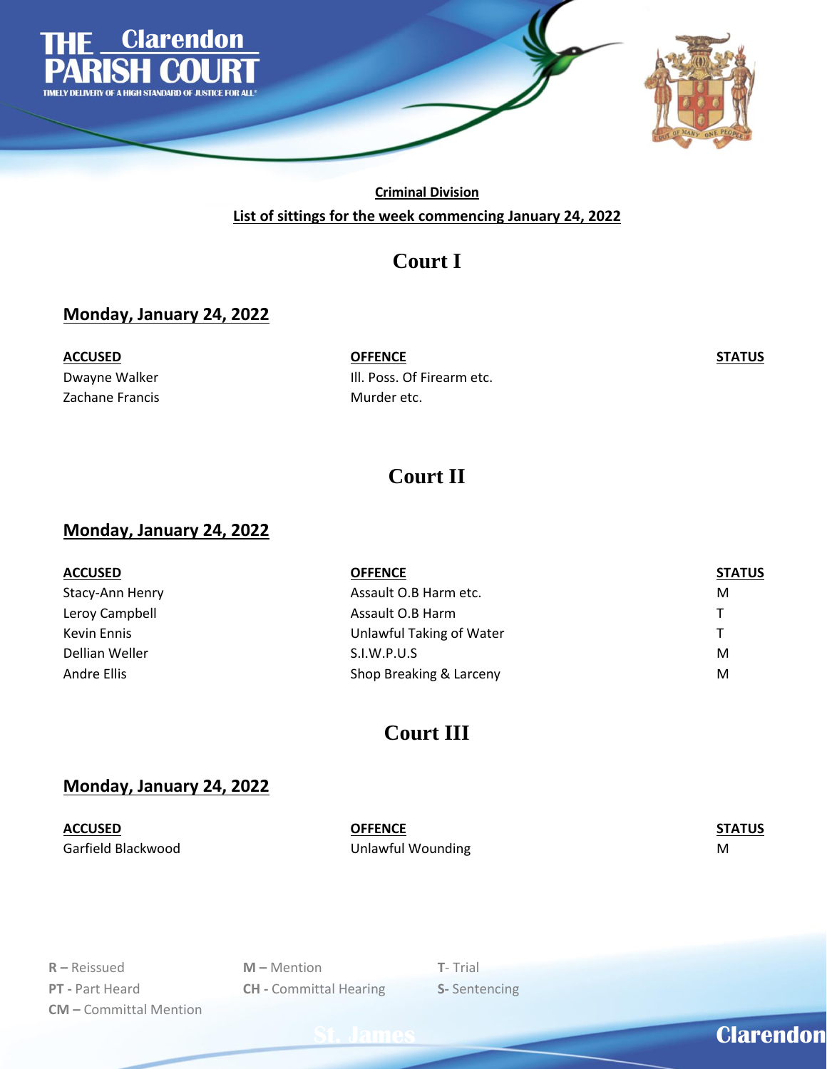# THE Clarendon PARISH COURT

TIMELY DELIVERY OF A HIGH STANDARD OF JUSTICE FOR ALL

**Criminal Division**

**List of sittings for the week commencing January 24, 2022**

## Court I

### Monday, January 24, 2022

| ACCUSED | OFFENCE | STATUS |
|---|---|---|
| Dwayne Walker | Ill. Poss. Of Firearm etc. | |
| Zachane Francis | Murder etc. | |

## Court II

### Monday, January 24, 2022

| ACCUSED | OFFENCE | STATUS |
|---|---|---|
| Stacy-Ann Henry | Assault O.B Harm etc. | M |
| Leroy Campbell | Assault O.B Harm | T |
| Kevin Ennis | Unlawful Taking of Water | T |
| Dellian Weller | S.I.W.P.U.S | M |
| Andre Ellis | Shop Breaking & Larceny | M |

## Court III

### Monday, January 24, 2022

| ACCUSED | OFFENCE | STATUS |
|---|---|---|
| Garfield Blackwood | Unlawful Wounding | M |

**R –** Reissued | **M –** Mention | **T-** Trial
**PT -** Part Heard | **CH -** Committal Hearing | **S-** Sentencing
**CM –** Committal Mention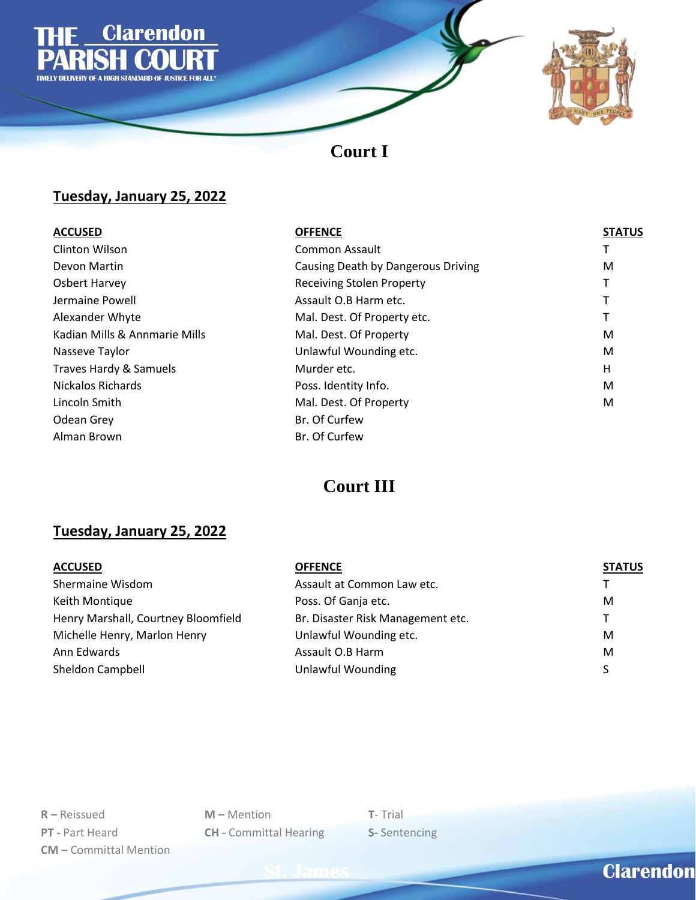# THE Clarendon PARISH COURT

TIMELY DELIVERY OF A HIGH STANDARD OF JUSTICE FOR ALL

## Court I

### Tuesday, January 25, 2022

| ACCUSED | OFFENCE | STATUS |
|---|---|---|
| Clinton Wilson | Common Assault | T |
| Devon Martin | Causing Death by Dangerous Driving | M |
| Osbert Harvey | Receiving Stolen Property | T |
| Jermaine Powell | Assault O.B Harm etc. | T |
| Alexander Whyte | Mal. Dest. Of Property etc. | T |
| Kadian Mills & Annmarie Mills | Mal. Dest. Of Property | M |
| Nasseve Taylor | Unlawful Wounding etc. | M |
| Traves Hardy & Samuels | Murder etc. | H |
| Nickalos Richards | Poss. Identity Info. | M |
| Lincoln Smith | Mal. Dest. Of Property | M |
| Odean Grey | Br. Of Curfew | |
| Alman Brown | Br. Of Curfew | |

## Court III

### Tuesday, January 25, 2022

| ACCUSED | OFFENCE | STATUS |
|---|---|---|
| Shermaine Wisdom | Assault at Common Law etc. | T |
| Keith Montique | Poss. Of Ganja etc. | M |
| Henry Marshall, Courtney Bloomfield | Br. Disaster Risk Management etc. | T |
| Michelle Henry, Marlon Henry | Unlawful Wounding etc. | M |
| Ann Edwards | Assault O.B Harm | M |
| Sheldon Campbell | Unlawful Wounding | S |

**R –** Reissued
**PT -** Part Heard
**CM –** Committal Mention
**M –** Mention
**CH -** Committal Hearing
**T**- Trial
**S-** Sentencing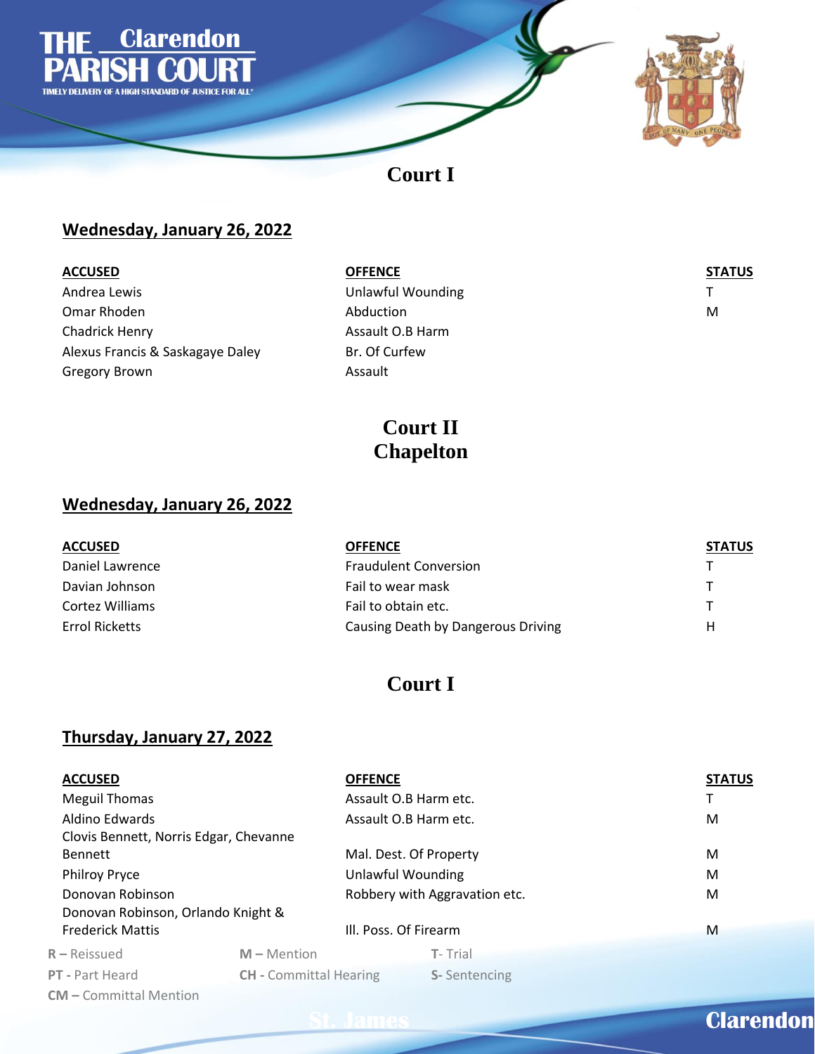# THE Clarendon PARISH COURT

TIMELY DELIVERY OF A HIGH STANDARD OF JUSTICE FOR ALL

## Court I

### Wednesday, January 26, 2022

| ACCUSED | OFFENCE | STATUS |
|---|---|---|
| Andrea Lewis | Unlawful Wounding | T |
| Omar Rhoden | Abduction | M |
| Chadrick Henry | Assault O.B Harm | |
| Alexus Francis & Saskagaye Daley | Br. Of Curfew | |
| Gregory Brown | Assault | |

## Court II
## Chapelton

### Wednesday, January 26, 2022

| ACCUSED | OFFENCE | STATUS |
|---|---|---|
| Daniel Lawrence | Fraudulent Conversion | T |
| Davian Johnson | Fail to wear mask | T |
| Cortez Williams | Fail to obtain etc. | T |
| Errol Ricketts | Causing Death by Dangerous Driving | H |

## Court I

### Thursday, January 27, 2022

| ACCUSED | OFFENCE | STATUS |
|---|---|---|
| Meguil Thomas | Assault O.B Harm etc. | T |
| Aldino Edwards | Assault O.B Harm etc. | M |
| Clovis Bennett, Norris Edgar, Chevanne Bennett | Mal. Dest. Of Property | M |
| Philroy Pryce | Unlawful Wounding | M |
| Donovan Robinson | Robbery with Aggravation etc. | M |
| Donovan Robinson, Orlando Knight & Frederick Mattis | Ill. Poss. Of Firearm | M |

**R –** Reissued | **M –** Mention | **T-** Trial
**PT -** Part Heard | **CH -** Committal Hearing | **S-** Sentencing
**CM –** Committal Mention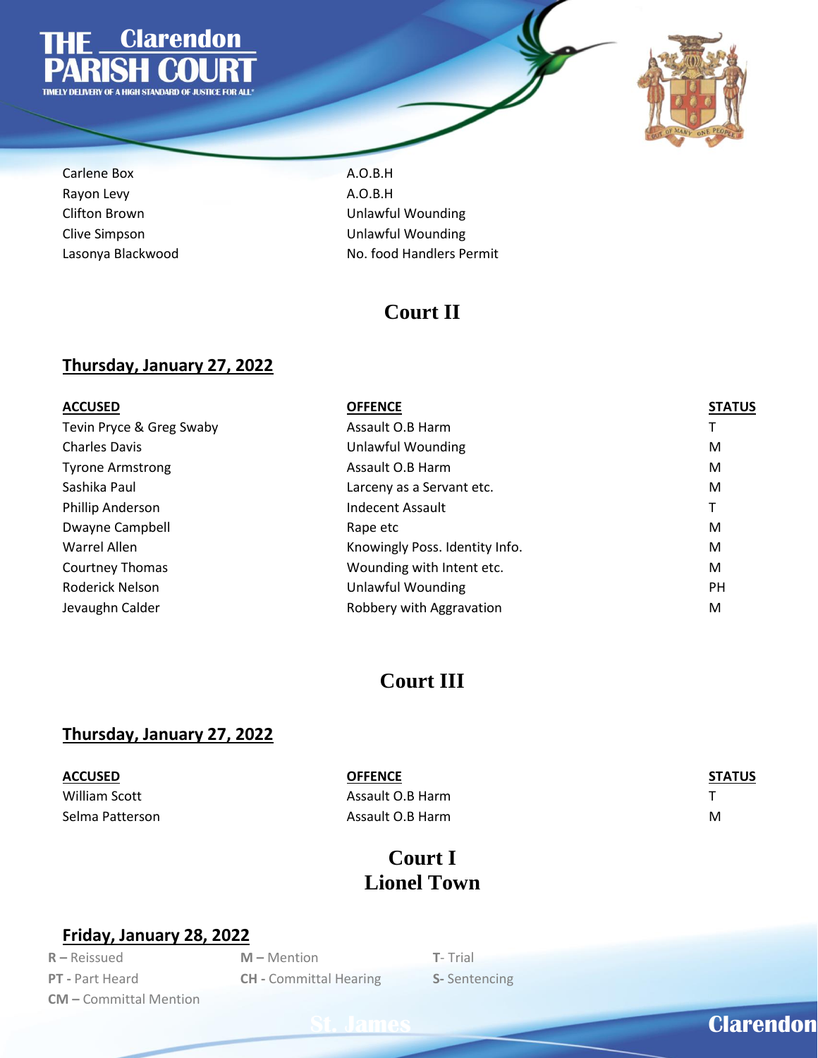| | |
|---|---|
| Carlene Box | A.O.B.H |
| Rayon Levy | A.O.B.H |
| Clifton Brown | Unlawful Wounding |
| Clive Simpson | Unlawful Wounding |
| Lasonya Blackwood | No. food Handlers Permit |

## Court II

### Thursday, January 27, 2022

| ACCUSED | OFFENCE | STATUS |
|---|---|---|
| Tevin Pryce & Greg Swaby | Assault O.B Harm | T |
| Charles Davis | Unlawful Wounding | M |
| Tyrone Armstrong | Assault O.B Harm | M |
| Sashika Paul | Larceny as a Servant etc. | M |
| Phillip Anderson | Indecent Assault | T |
| Dwayne Campbell | Rape etc | M |
| Warrel Allen | Knowingly Poss. Identity Info. | M |
| Courtney Thomas | Wounding with Intent etc. | M |
| Roderick Nelson | Unlawful Wounding | PH |
| Jevaughn Calder | Robbery with Aggravation | M |

## Court III

### Thursday, January 27, 2022

| ACCUSED | OFFENCE | STATUS |
|---|---|---|
| William Scott | Assault O.B Harm | T |
| Selma Patterson | Assault O.B Harm | M |

## Court I
## Lionel Town

### Friday, January 28, 2022

**R –** Reissued | **M –** Mention | **T-** Trial
**PT -** Part Heard | **CH -** Committal Hearing | **S-** Sentencing
**CM –** Committal Mention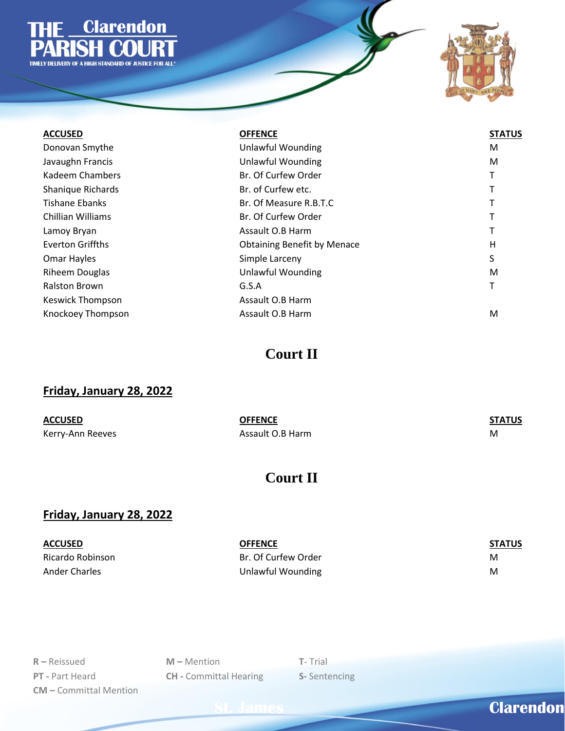# THE Clarendon PARISH COURT

TIMELY DELIVERY OF A HIGH STANDARD OF JUSTICE FOR ALL

| ACCUSED | OFFENCE | STATUS |
|---|---|---|
| Donovan Smythe | Unlawful Wounding | M |
| Javaughn Francis | Unlawful Wounding | M |
| Kadeem Chambers | Br. Of Curfew Order | T |
| Shanique Richards | Br. of Curfew etc. | T |
| Tishane Ebanks | Br. Of Measure R.B.T.C | T |
| Chillian Williams | Br. Of Curfew Order | T |
| Lamoy Bryan | Assault O.B Harm | T |
| Everton Griffths | Obtaining Benefit by Menace | H |
| Omar Hayles | Simple Larceny | S |
| Riheem Douglas | Unlawful Wounding | M |
| Ralston Brown | G.S.A | T |
| Keswick Thompson | Assault O.B Harm | |
| Knockoey Thompson | Assault O.B Harm | M |

## Court II

### Friday, January 28, 2022

| ACCUSED | OFFENCE | STATUS |
|---|---|---|
| Kerry-Ann Reeves | Assault O.B Harm | M |

## Court II

### Friday, January 28, 2022

| ACCUSED | OFFENCE | STATUS |
|---|---|---|
| Ricardo Robinson | Br. Of Curfew Order | M |
| Ander Charles | Unlawful Wounding | M |

**R –** Reissued
**PT -** Part Heard
**CM –** Committal Mention
**M –** Mention
**CH -** Committal Hearing
**T**- Trial
**S-** Sentencing